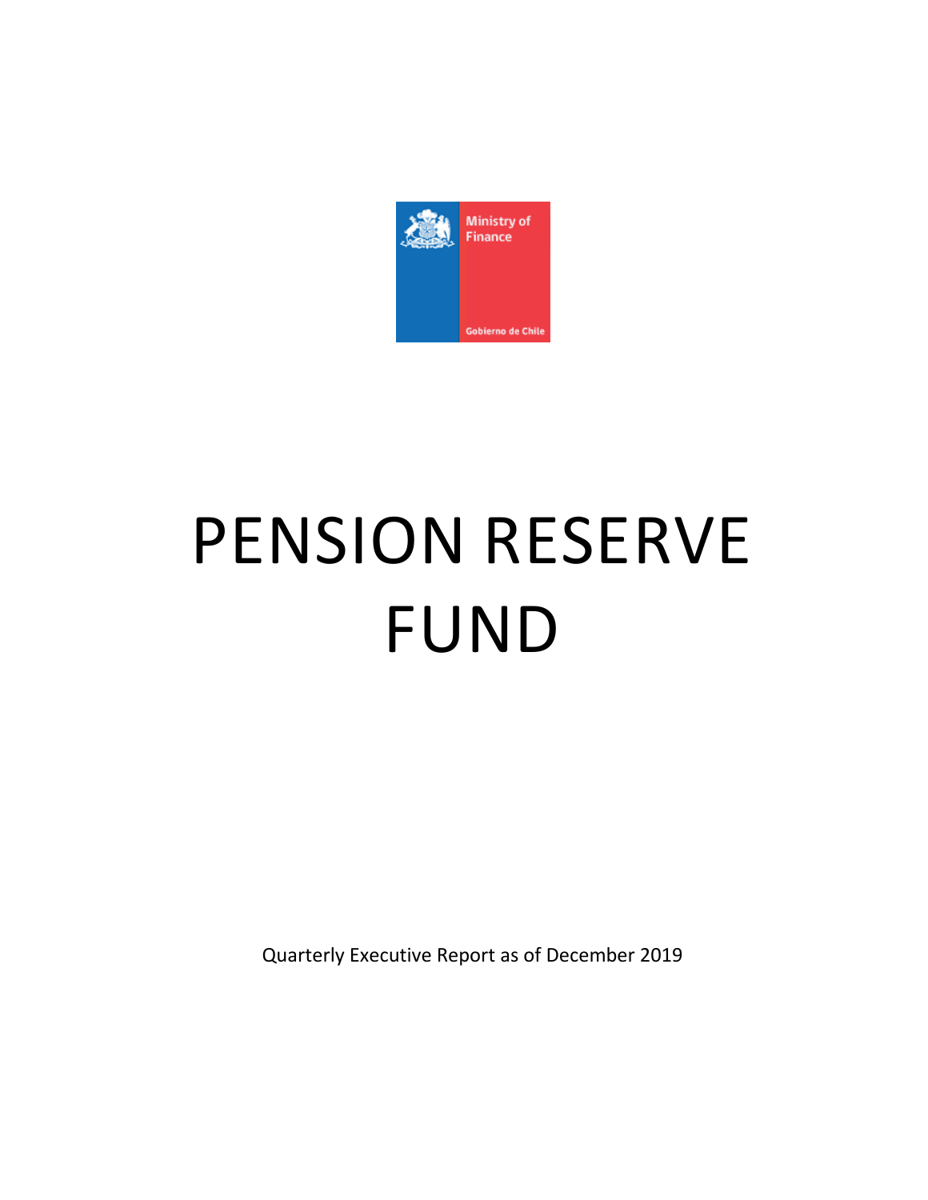Ministry of Finance

Gobierno de Chile

# PENSION RESERVE FUND

Quarterly Executive Report as of December 2019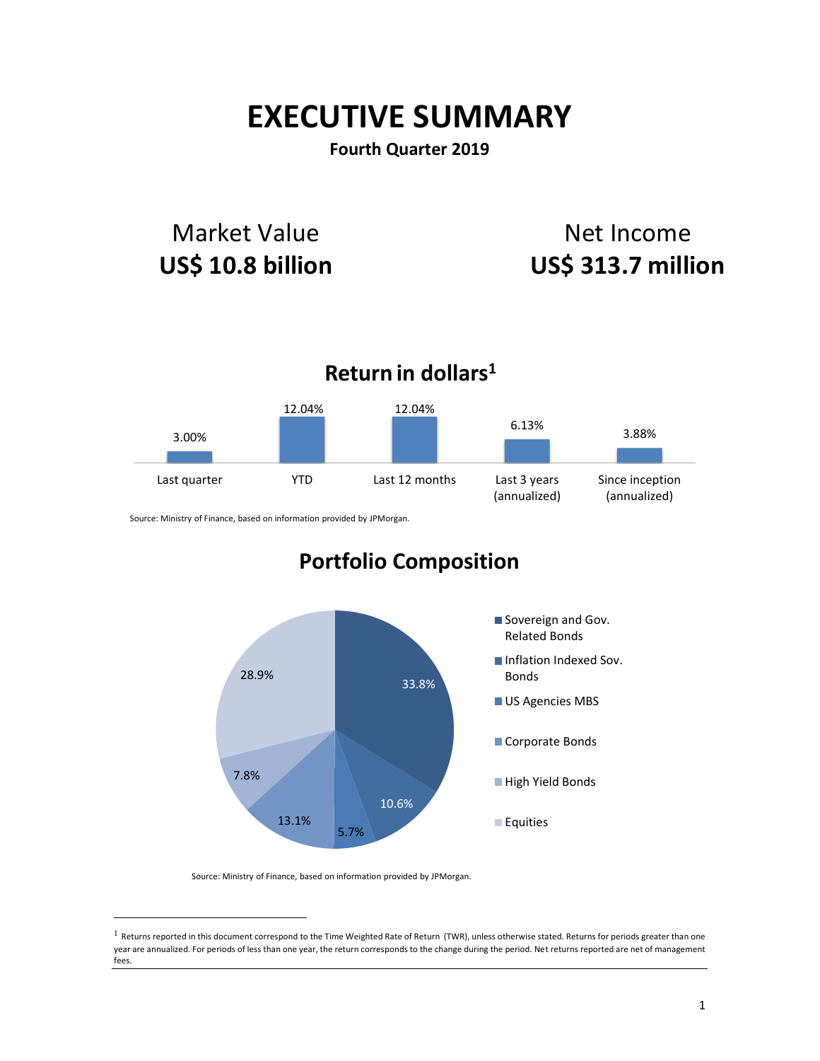# EXECUTIVE SUMMARY

**Fourth Quarter 2019**

Market Value
**US$ 10.8 billion**

Net Income
**US$ 313.7 million**

## Return in dollars[1]

| Last quarter | YTD | Last 12 months | Last 3 years (annualized) | Since inception (annualized) |
|---|---|---|---|---|
| 3.00% | 12.04% | 12.04% | 6.13% | 3.88% |

Source: Ministry of Finance, based on information provided by JPMorgan.

## Portfolio Composition

| Asset class | Share |
|---|---|
| Sovereign and Gov. Related Bonds | 33.8% |
| Inflation Indexed Sov. Bonds | 10.6% |
| US Agencies MBS | 5.7% |
| Corporate Bonds | 13.1% |
| High Yield Bonds | 7.8% |
| Equities | 28.9% |

Source: Ministry of Finance, based on information provided by JPMorgan.

[1] Returns reported in this document correspond to the Time Weighted Rate of Return (TWR), unless otherwise stated. Returns for periods greater than one year are annualized. For periods of less than one year, the return corresponds to the change during the period. Net returns reported are net of management fees.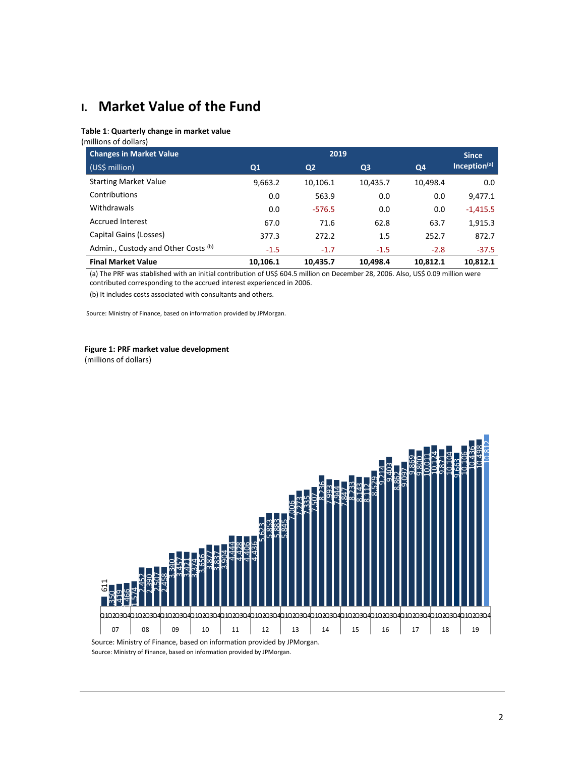# I. Market Value of the Fund

**Table 1**: **Quarterly change in market value**
(millions of dollars)

| Changes in Market Value (US$ million) | 2019 Q1 | Q2 | Q3 | Q4 | Since Inception[(a)] |
|---|---|---|---|---|---|
| Starting Market Value | 9,663.2 | 10,106.1 | 10,435.7 | 10,498.4 | 0.0 |
| Contributions | 0.0 | 563.9 | 0.0 | 0.0 | 9,477.1 |
| Withdrawals | 0.0 | -576.5 | 0.0 | 0.0 | -1,415.5 |
| Accrued Interest | 67.0 | 71.6 | 62.8 | 63.7 | 1,915.3 |
| Capital Gains (Losses) | 377.3 | 272.2 | 1.5 | 252.7 | 872.7 |
| Admin., Custody and Other Costs [(b)] | -1.5 | -1.7 | -1.5 | -2.8 | -37.5 |
| **Final Market Value** | **10,106.1** | **10,435.7** | **10,498.4** | **10,812.1** | **10,812.1** |

(a) The PRF was stablished with an initial contribution of US$ 604.5 million on December 28, 2006. Also, US$ 0.09 million were contributed corresponding to the accrued interest experienced in 2006.

(b) It includes costs associated with consultants and others.

Source: Ministry of Finance, based on information provided by JPMorgan.

**Figure 1: PRF market value development**
(millions of dollars)

Source: Ministry of Finance, based on information provided by JPMorgan.

Source: Ministry of Finance, based on information provided by JPMorgan.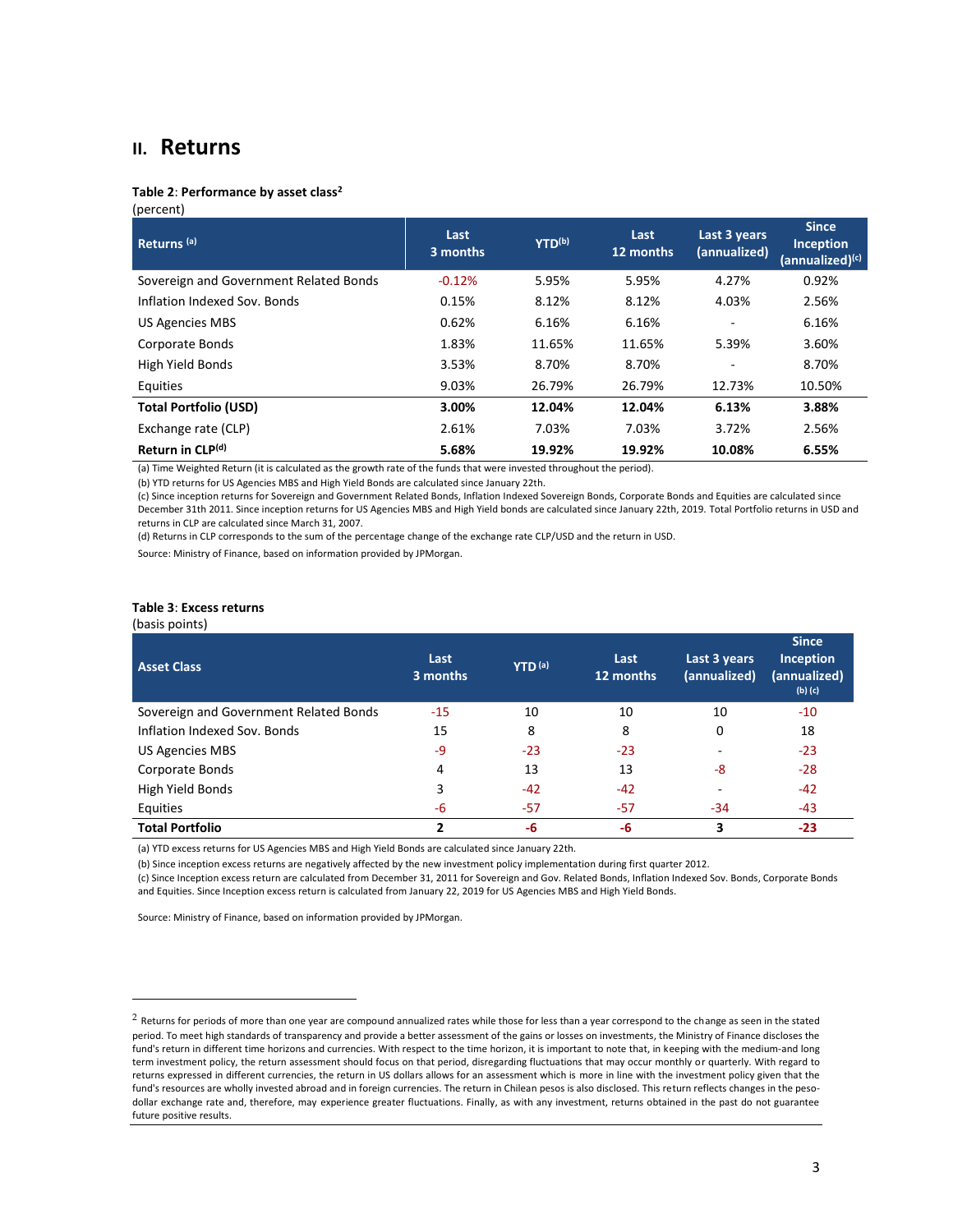## II. Returns

**Table 2**: **Performance by asset class**[2]

(percent)

| Returns [(a)] | Last 3 months | YTD[(b)] | Last 12 months | Last 3 years (annualized) | Since Inception (annualized)[(c)] |
|---|---|---|---|---|---|
| Sovereign and Government Related Bonds | -0.12% | 5.95% | 5.95% | 4.27% | 0.92% |
| Inflation Indexed Sov. Bonds | 0.15% | 8.12% | 8.12% | 4.03% | 2.56% |
| US Agencies MBS | 0.62% | 6.16% | 6.16% | - | 6.16% |
| Corporate Bonds | 1.83% | 11.65% | 11.65% | 5.39% | 3.60% |
| High Yield Bonds | 3.53% | 8.70% | 8.70% | - | 8.70% |
| Equities | 9.03% | 26.79% | 26.79% | 12.73% | 10.50% |
| **Total Portfolio (USD)** | **3.00%** | **12.04%** | **12.04%** | **6.13%** | **3.88%** |
| Exchange rate (CLP) | 2.61% | 7.03% | 7.03% | 3.72% | 2.56% |
| **Return in CLP[(d)]** | **5.68%** | **19.92%** | **19.92%** | **10.08%** | **6.55%** |

(a) Time Weighted Return (it is calculated as the growth rate of the funds that were invested throughout the period).

(b) YTD returns for US Agencies MBS and High Yield Bonds are calculated since January 22th.

(c) Since inception returns for Sovereign and Government Related Bonds, Inflation Indexed Sovereign Bonds, Corporate Bonds and Equities are calculated since December 31th 2011. Since inception returns for US Agencies MBS and High Yield bonds are calculated since January 22th, 2019. Total Portfolio returns in USD and returns in CLP are calculated since March 31, 2007.

(d) Returns in CLP corresponds to the sum of the percentage change of the exchange rate CLP/USD and the return in USD.

Source: Ministry of Finance, based on information provided by JPMorgan.

**Table 3**: **Excess returns**

(basis points)

| Asset Class | Last 3 months | YTD [(a)] | Last 12 months | Last 3 years (annualized) | Since Inception (annualized) [(b) (c)] |
|---|---|---|---|---|---|
| Sovereign and Government Related Bonds | -15 | 10 | 10 | 10 | -10 |
| Inflation Indexed Sov. Bonds | 15 | 8 | 8 | 0 | 18 |
| US Agencies MBS | -9 | -23 | -23 | - | -23 |
| Corporate Bonds | 4 | 13 | 13 | -8 | -28 |
| High Yield Bonds | 3 | -42 | -42 | - | -42 |
| Equities | -6 | -57 | -57 | -34 | -43 |
| **Total Portfolio** | **2** | **-6** | **-6** | **3** | **-23** |

(a) YTD excess returns for US Agencies MBS and High Yield Bonds are calculated since January 22th.

(b) Since inception excess returns are negatively affected by the new investment policy implementation during first quarter 2012.

(c) Since Inception excess return are calculated from December 31, 2011 for Sovereign and Gov. Related Bonds, Inflation Indexed Sov. Bonds, Corporate Bonds and Equities. Since Inception excess return is calculated from January 22, 2019 for US Agencies MBS and High Yield Bonds.

Source: Ministry of Finance, based on information provided by JPMorgan.

---

[2] Returns for periods of more than one year are compound annualized rates while those for less than a year correspond to the change as seen in the stated period. To meet high standards of transparency and provide a better assessment of the gains or losses on investments, the Ministry of Finance discloses the fund's return in different time horizons and currencies. With respect to the time horizon, it is important to note that, in keeping with the medium-and long term investment policy, the return assessment should focus on that period, disregarding fluctuations that may occur monthly or quarterly. With regard to returns expressed in different currencies, the return in US dollars allows for an assessment which is more in line with the investment policy given that the fund's resources are wholly invested abroad and in foreign currencies. The return in Chilean pesos is also disclosed. This return reflects changes in the peso-dollar exchange rate and, therefore, may experience greater fluctuations. Finally, as with any investment, returns obtained in the past do not guarantee future positive results.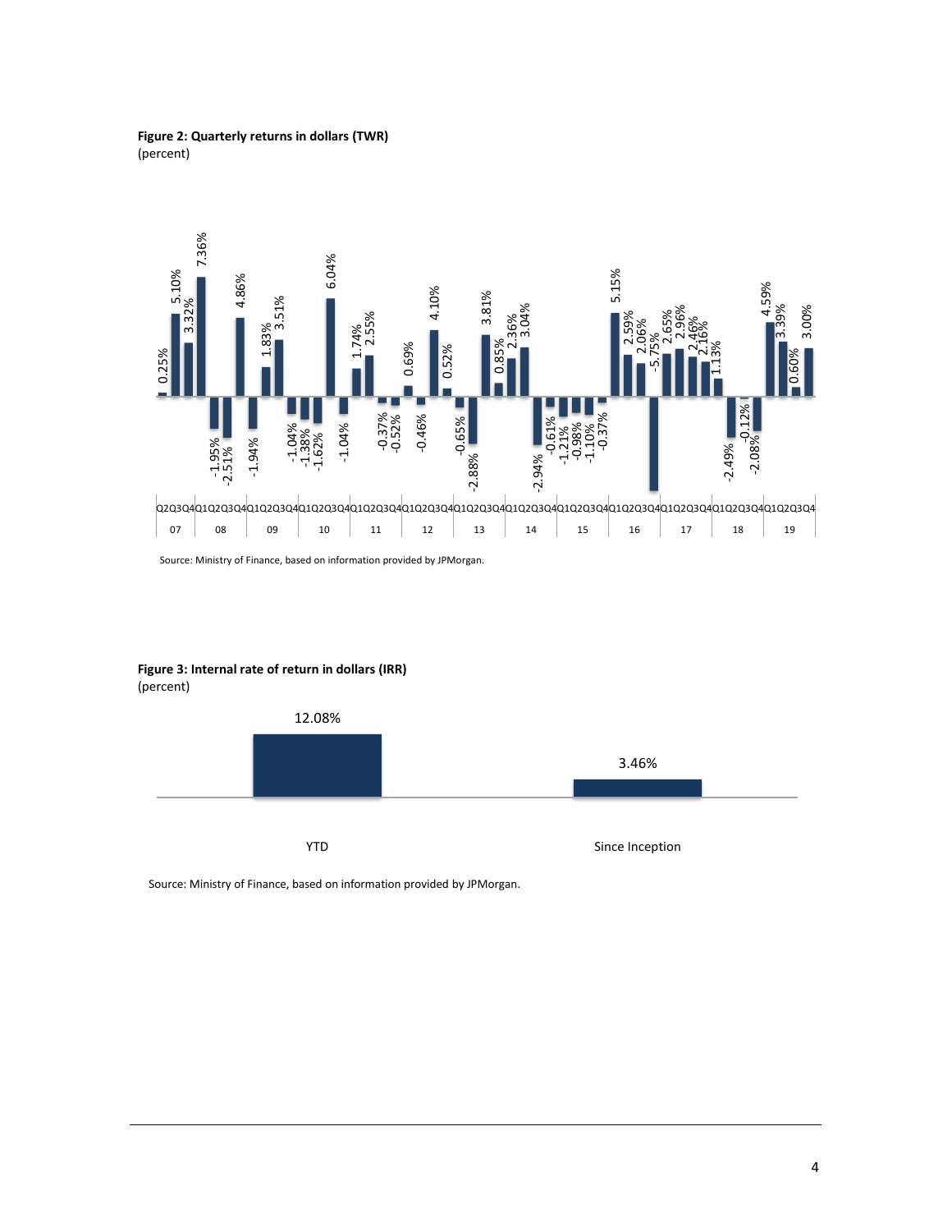**Figure 2: Quarterly returns in dollars (TWR)**
(percent)

| Year | Q1 | Q2 | Q3 | Q4 |
|---|---|---|---|---|
| 07 | | 0.25% | 5.10% | 3.32% |
| 08 | 7.36% | -1.95% | -2.51% | 4.86% |
| 09 | -1.94% | 1.83% | 3.51% | -1.04% |
| 10 | -1.38% | -1.62% | 6.04% | -1.04% |
| 11 | 1.74% | 2.55% | -0.37% | -0.52% |
| 12 | 0.69% | -0.46% | 4.10% | 0.52% |
| 13 | -0.65% | -2.88% | 3.81% | 0.85% |
| 14 | 2.36% | 3.04% | -2.94% | -0.61% |
| 15 | -1.21% | -0.98% | -1.10% | -0.37% |
| 16 | 5.15% | 2.59% | 2.06% | -5.75% |
| 17 | 2.65% | 2.96% | 2.46% | 2.16% |
| 18 | 1.13% | -2.49% | -0.12% | -2.08% |
| 19 | 4.59% | 3.39% | 0.60% | 3.00% |

Source: Ministry of Finance, based on information provided by JPMorgan.

**Figure 3: Internal rate of return in dollars (IRR)**
(percent)

| | YTD | Since Inception |
|---|---|---|
| IRR | 12.08% | 3.46% |

Source: Ministry of Finance, based on information provided by JPMorgan.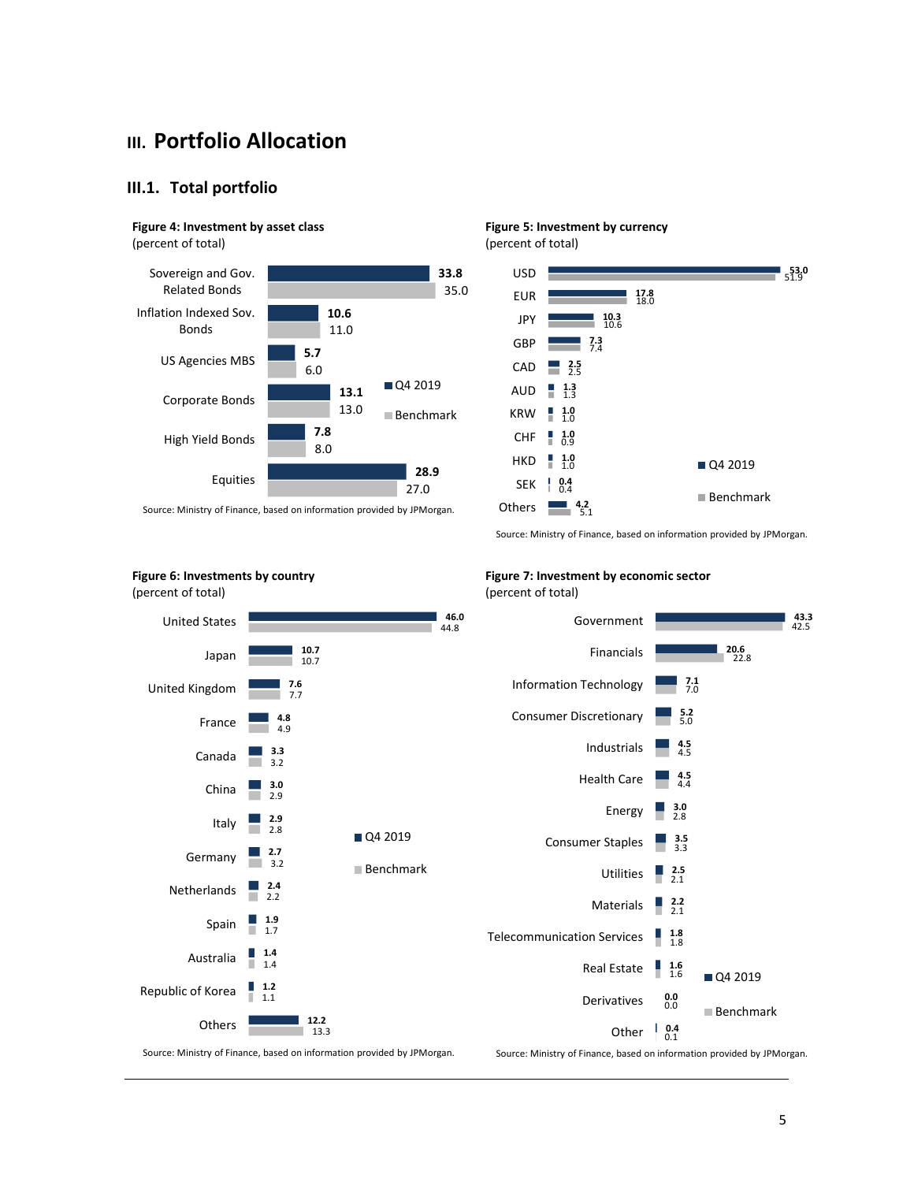# III. Portfolio Allocation

## III.1. Total portfolio

**Figure 4: Investment by asset class**
(percent of total)

| Asset class | Q4 2019 | Benchmark |
|---|---|---|
| Sovereign and Gov. Related Bonds | 33.8 | 35.0 |
| Inflation Indexed Sov. Bonds | 10.6 | 11.0 |
| US Agencies MBS | 5.7 | 6.0 |
| Corporate Bonds | 13.1 | 13.0 |
| High Yield Bonds | 7.8 | 8.0 |
| Equities | 28.9 | 27.0 |

Source: Ministry of Finance, based on information provided by JPMorgan.

**Figure 5: Investment by currency**
(percent of total)

| Currency | Q4 2019 | Benchmark |
|---|---|---|
| USD | 53.0 | 51.9 |
| EUR | 17.8 | 18.0 |
| JPY | 10.3 | 10.6 |
| GBP | 7.3 | 7.4 |
| CAD | 2.5 | 2.5 |
| AUD | 1.3 | 1.3 |
| KRW | 1.0 | 1.0 |
| CHF | 1.0 | 0.9 |
| HKD | 1.0 | 1.0 |
| SEK | 0.4 | 0.4 |
| Others | 4.2 | 5.1 |

Source: Ministry of Finance, based on information provided by JPMorgan.

**Figure 6: Investments by country**
(percent of total)

| Country | Q4 2019 | Benchmark |
|---|---|---|
| United States | 46.0 | 44.8 |
| Japan | 10.7 | 10.7 |
| United Kingdom | 7.6 | 7.7 |
| France | 4.8 | 4.9 |
| Canada | 3.3 | 3.2 |
| China | 3.0 | 2.9 |
| Italy | 2.9 | 2.8 |
| Germany | 2.7 | 3.2 |
| Netherlands | 2.4 | 2.2 |
| Spain | 1.9 | 1.7 |
| Australia | 1.4 | 1.4 |
| Republic of Korea | 1.2 | 1.1 |
| Others | 12.2 | 13.3 |

Source: Ministry of Finance, based on information provided by JPMorgan.

**Figure 7: Investment by economic sector**
(percent of total)

| Sector | Q4 2019 | Benchmark |
|---|---|---|
| Government | 43.3 | 42.5 |
| Financials | 20.6 | 22.8 |
| Information Technology | 7.1 | 7.0 |
| Consumer Discretionary | 5.2 | 5.0 |
| Industrials | 4.5 | 4.5 |
| Health Care | 4.5 | 4.4 |
| Energy | 3.0 | 2.8 |
| Consumer Staples | 3.5 | 3.3 |
| Utilities | 2.5 | 2.1 |
| Materials | 2.2 | 2.1 |
| Telecommunication Services | 1.8 | 1.8 |
| Real Estate | 1.6 | 1.6 |
| Derivatives | 0.0 | 0.0 |
| Other | 0.4 | 0.1 |

Source: Ministry of Finance, based on information provided by JPMorgan.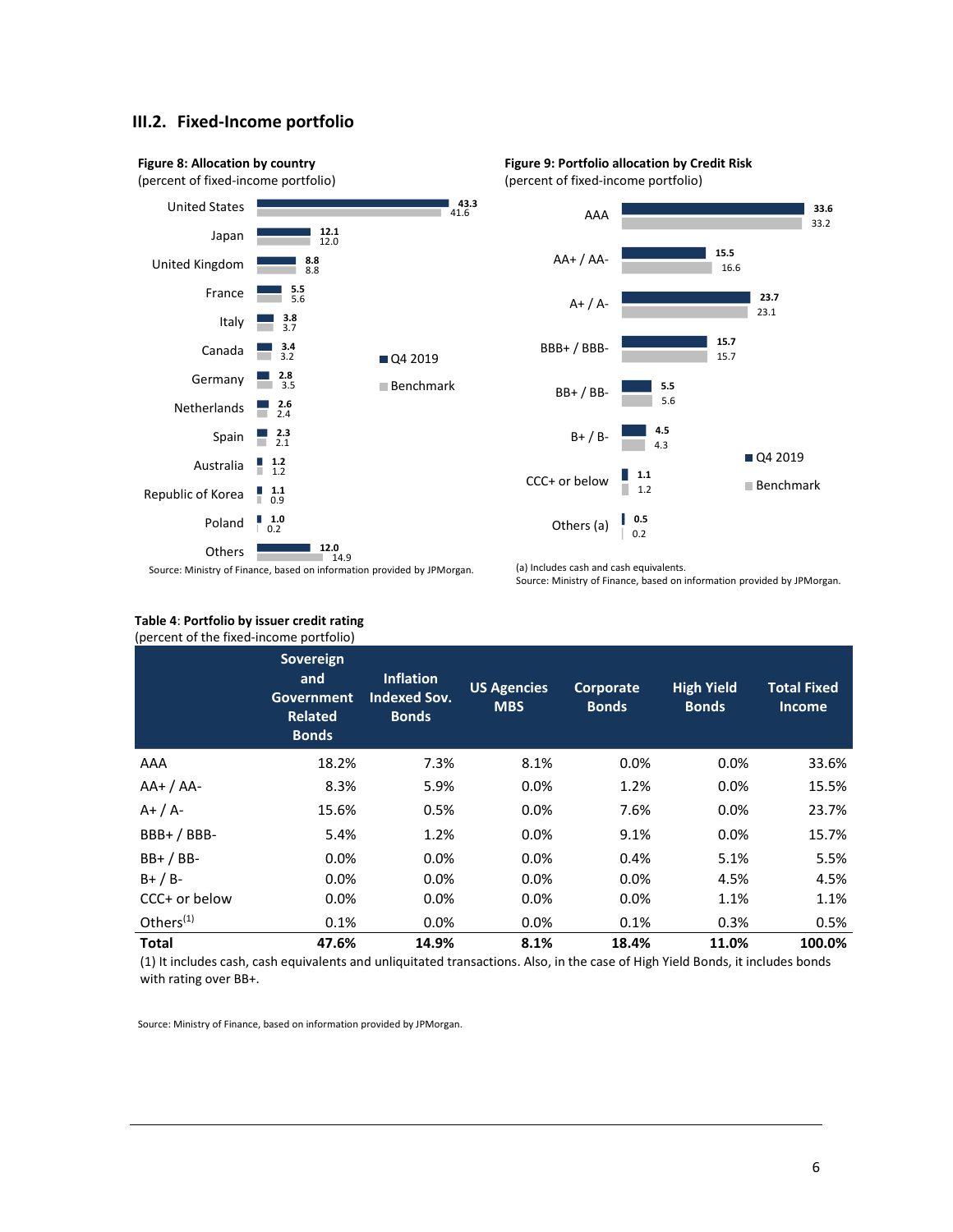## III.2. Fixed-Income portfolio

**Figure 8: Allocation by country**
(percent of fixed-income portfolio)

| Country | Q4 2019 | Benchmark |
|---|---|---|
| United States | 43.3 | 41.6 |
| Japan | 12.1 | 12.0 |
| United Kingdom | 8.8 | 8.8 |
| France | 5.5 | 5.6 |
| Italy | 3.8 | 3.7 |
| Canada | 3.4 | 3.2 |
| Germany | 2.8 | 3.5 |
| Netherlands | 2.6 | 2.4 |
| Spain | 2.3 | 2.1 |
| Australia | 1.2 | 1.2 |
| Republic of Korea | 1.1 | 0.9 |
| Poland | 1.0 | 0.2 |
| Others | 12.0 | 14.9 |

Source: Ministry of Finance, based on information provided by JPMorgan.

**Figure 9: Portfolio allocation by Credit Risk**
(percent of fixed-income portfolio)

| Rating | Q4 2019 | Benchmark |
|---|---|---|
| AAA | 33.6 | 33.2 |
| AA+ / AA- | 15.5 | 16.6 |
| A+ / A- | 23.7 | 23.1 |
| BBB+ / BBB- | 15.7 | 15.7 |
| BB+ / BB- | 5.5 | 5.6 |
| B+ / B- | 4.5 | 4.3 |
| CCC+ or below | 1.1 | 1.2 |
| Others (a) | 0.5 | 0.2 |

(a) Includes cash and cash equivalents.
Source: Ministry of Finance, based on information provided by JPMorgan.

**Table 4**: **Portfolio by issuer credit rating**
(percent of the fixed-income portfolio)

| | Sovereign and Government Related Bonds | Inflation Indexed Sov. Bonds | US Agencies MBS | Corporate Bonds | High Yield Bonds | Total Fixed Income |
|---|---|---|---|---|---|---|
| AAA | 18.2% | 7.3% | 8.1% | 0.0% | 0.0% | 33.6% |
| AA+ / AA- | 8.3% | 5.9% | 0.0% | 1.2% | 0.0% | 15.5% |
| A+ / A- | 15.6% | 0.5% | 0.0% | 7.6% | 0.0% | 23.7% |
| BBB+ / BBB- | 5.4% | 1.2% | 0.0% | 9.1% | 0.0% | 15.7% |
| BB+ / BB- | 0.0% | 0.0% | 0.0% | 0.4% | 5.1% | 5.5% |
| B+ / B- | 0.0% | 0.0% | 0.0% | 0.0% | 4.5% | 4.5% |
| CCC+ or below | 0.0% | 0.0% | 0.0% | 0.0% | 1.1% | 1.1% |
| Others[(1)] | 0.1% | 0.0% | 0.0% | 0.1% | 0.3% | 0.5% |
| **Total** | **47.6%** | **14.9%** | **8.1%** | **18.4%** | **11.0%** | **100.0%** |

(1) It includes cash, cash equivalents and unliquitated transactions. Also, in the case of High Yield Bonds, it includes bonds with rating over BB+.

Source: Ministry of Finance, based on information provided by JPMorgan.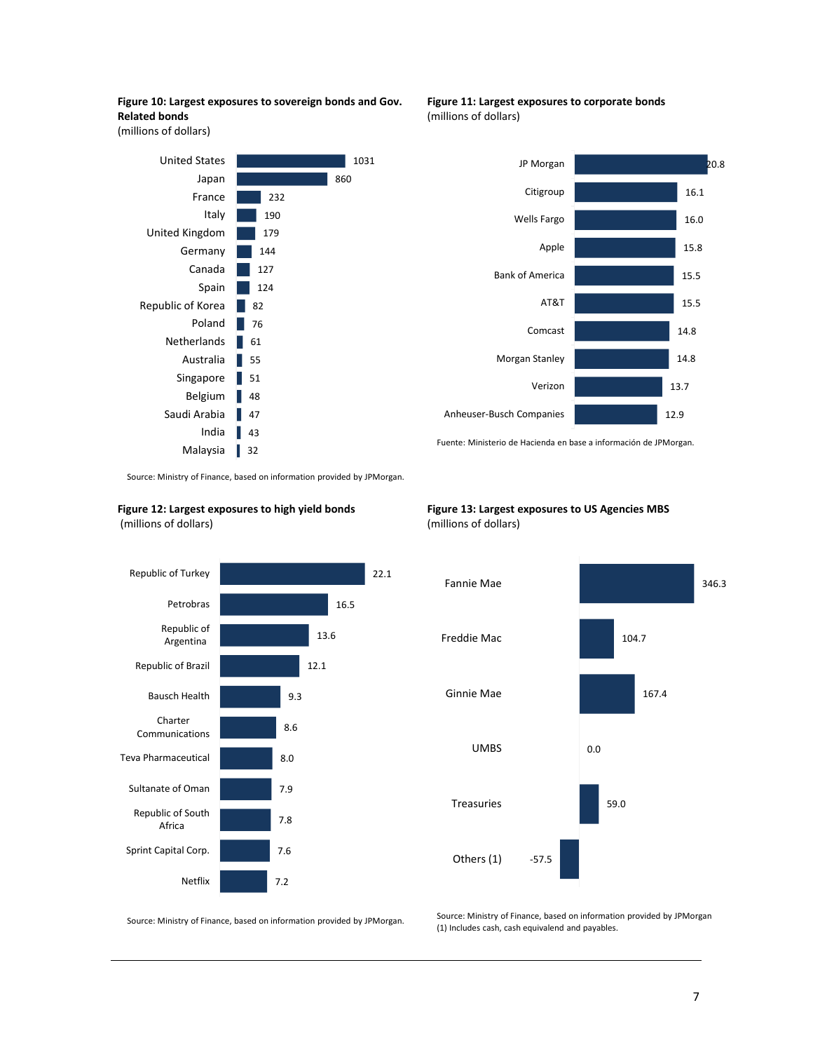**Figure 10: Largest exposures to sovereign bonds and Gov. Related bonds**
(millions of dollars)

| Country | Value |
|---|---|
| United States | 1031 |
| Japan | 860 |
| France | 232 |
| Italy | 190 |
| United Kingdom | 179 |
| Germany | 144 |
| Canada | 127 |
| Spain | 124 |
| Republic of Korea | 82 |
| Poland | 76 |
| Netherlands | 61 |
| Australia | 55 |
| Singapore | 51 |
| Belgium | 48 |
| Saudi Arabia | 47 |
| India | 43 |
| Malaysia | 32 |

Source: Ministry of Finance, based on information provided by JPMorgan.

**Figure 11: Largest exposures to corporate bonds**
(millions of dollars)

| Issuer | Value |
|---|---|
| JP Morgan | 20.8 |
| Citigroup | 16.1 |
| Wells Fargo | 16.0 |
| Apple | 15.8 |
| Bank of America | 15.5 |
| AT&T | 15.5 |
| Comcast | 14.8 |
| Morgan Stanley | 14.8 |
| Verizon | 13.7 |
| Anheuser-Busch Companies | 12.9 |

Fuente: Ministerio de Hacienda en base a información de JPMorgan.

**Figure 12: Largest exposures to high yield bonds**
(millions of dollars)

| Issuer | Value |
|---|---|
| Republic of Turkey | 22.1 |
| Petrobras | 16.5 |
| Republic of Argentina | 13.6 |
| Republic of Brazil | 12.1 |
| Bausch Health | 9.3 |
| Charter Communications | 8.6 |
| Teva Pharmaceutical | 8.0 |
| Sultanate of Oman | 7.9 |
| Republic of South Africa | 7.8 |
| Sprint Capital Corp. | 7.6 |
| Netflix | 7.2 |

Source: Ministry of Finance, based on information provided by JPMorgan.

**Figure 13: Largest exposures to US Agencies MBS**
(millions of dollars)

| Issuer | Value |
|---|---|
| Fannie Mae | 346.3 |
| Freddie Mac | 104.7 |
| Ginnie Mae | 167.4 |
| UMBS | 0.0 |
| Treasuries | 59.0 |
| Others (1) | -57.5 |

Source: Ministry of Finance, based on information provided by JPMorgan
(1) Includes cash, cash equivalend and payables.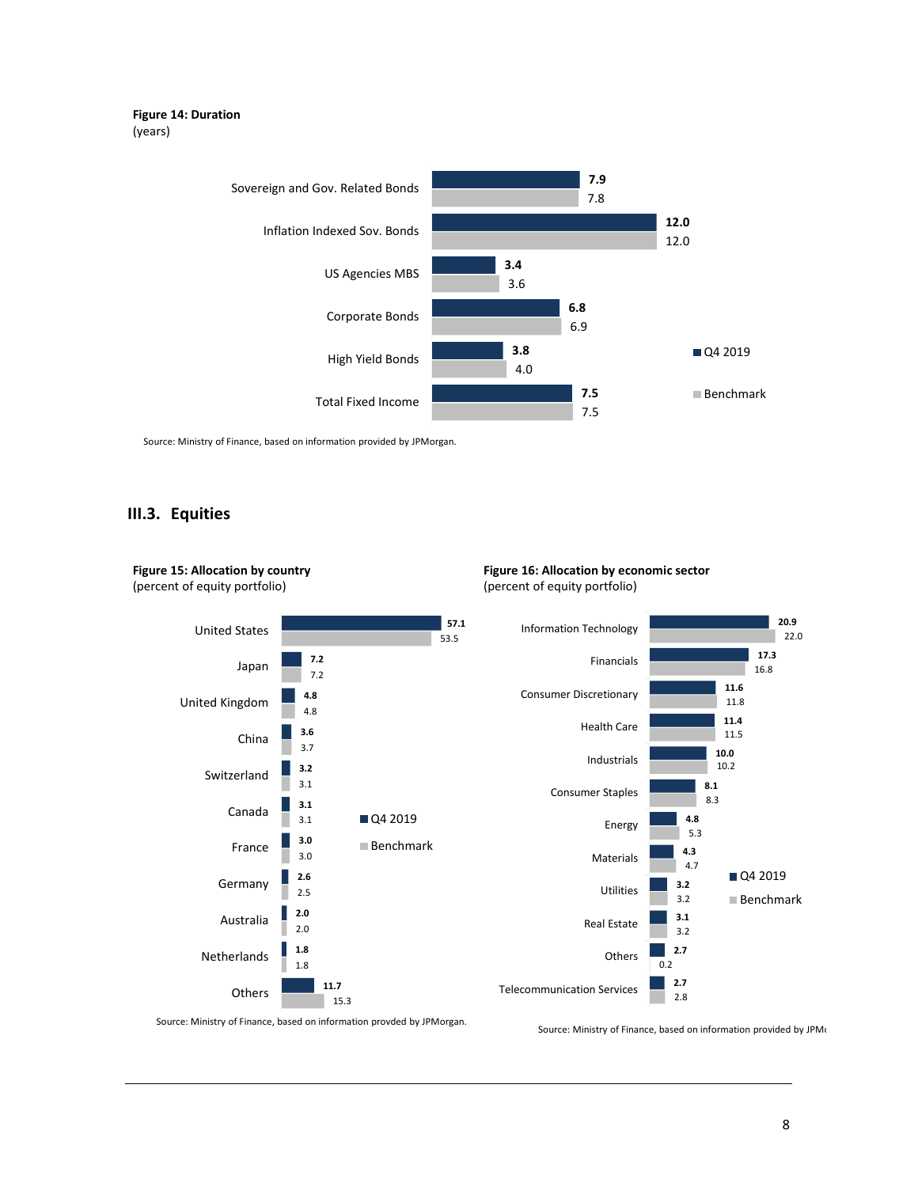**Figure 14: Duration**
(years)

| | Q4 2019 | Benchmark |
|---|---|---|
| Sovereign and Gov. Related Bonds | 7.9 | 7.8 |
| Inflation Indexed Sov. Bonds | 12.0 | 12.0 |
| US Agencies MBS | 3.4 | 3.6 |
| Corporate Bonds | 6.8 | 6.9 |
| High Yield Bonds | 3.8 | 4.0 |
| Total Fixed Income | 7.5 | 7.5 |

Source: Ministry of Finance, based on information provided by JPMorgan.

## III.3. Equities

**Figure 15: Allocation by country**
(percent of equity portfolio)

| | Q4 2019 | Benchmark |
|---|---|---|
| United States | 57.1 | 53.5 |
| Japan | 7.2 | 7.2 |
| United Kingdom | 4.8 | 4.8 |
| China | 3.6 | 3.7 |
| Switzerland | 3.2 | 3.1 |
| Canada | 3.1 | 3.1 |
| France | 3.0 | 3.0 |
| Germany | 2.6 | 2.5 |
| Australia | 2.0 | 2.0 |
| Netherlands | 1.8 | 1.8 |
| Others | 11.7 | 15.3 |

Source: Ministry of Finance, based on information provded by JPMorgan.

**Figure 16: Allocation by economic sector**
(percent of equity portfolio)

| | Q4 2019 | Benchmark |
|---|---|---|
| Information Technology | 20.9 | 22.0 |
| Financials | 17.3 | 16.8 |
| Consumer Discretionary | 11.6 | 11.8 |
| Health Care | 11.4 | 11.5 |
| Industrials | 10.0 | 10.2 |
| Consumer Staples | 8.1 | 8.3 |
| Energy | 4.8 | 5.3 |
| Materials | 4.3 | 4.7 |
| Utilities | 3.2 | 3.2 |
| Real Estate | 3.1 | 3.2 |
| Others | 2.7 | 0.2 |
| Telecommunication Services | 2.7 | 2.8 |

Source: Ministry of Finance, based on information provided by JPM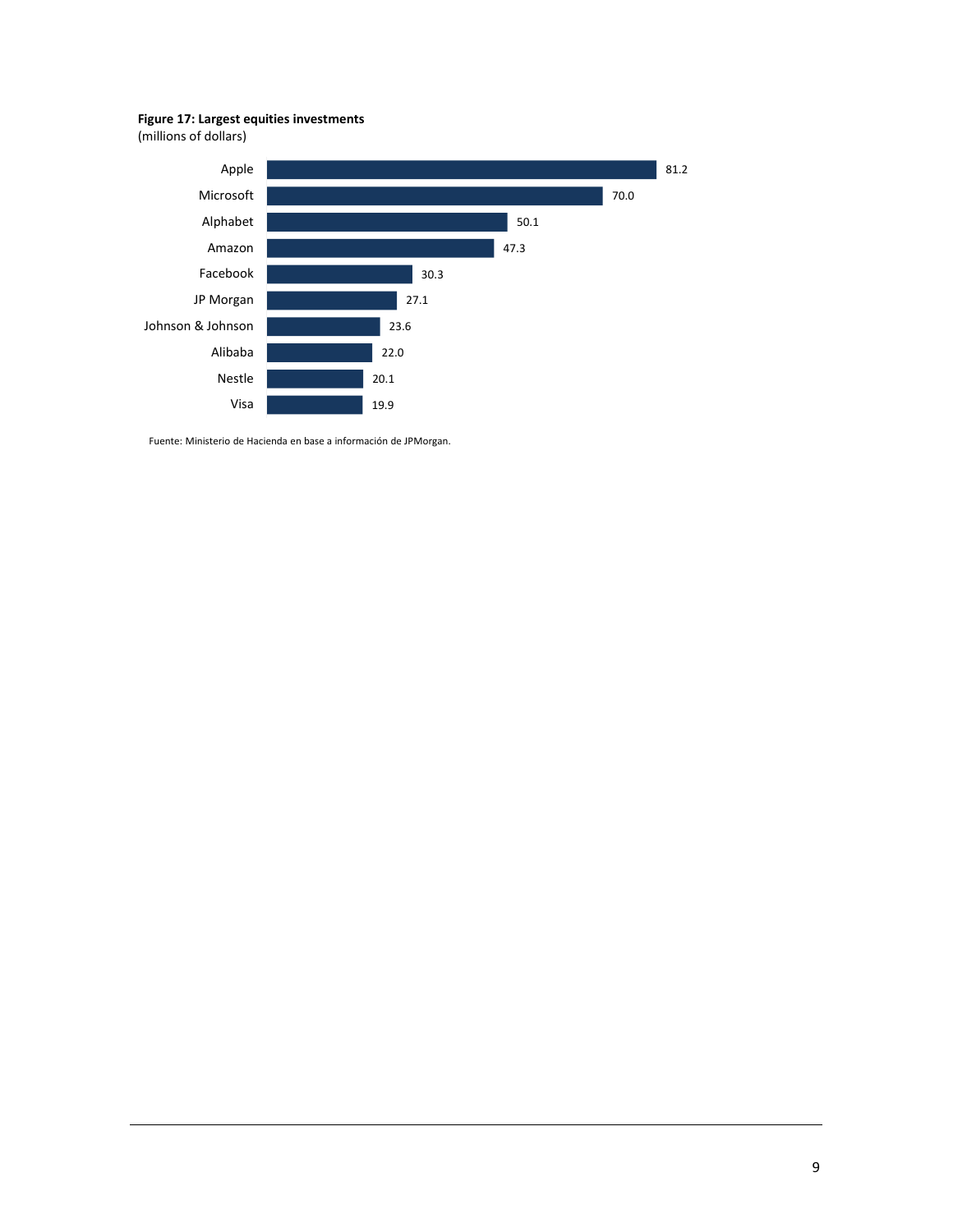**Figure 17: Largest equities investments**
(millions of dollars)

| Company | Value |
|---|---|
| Apple | 81.2 |
| Microsoft | 70.0 |
| Alphabet | 50.1 |
| Amazon | 47.3 |
| Facebook | 30.3 |
| JP Morgan | 27.1 |
| Johnson & Johnson | 23.6 |
| Alibaba | 22.0 |
| Nestle | 20.1 |
| Visa | 19.9 |

Fuente: Ministerio de Hacienda en base a información de JPMorgan.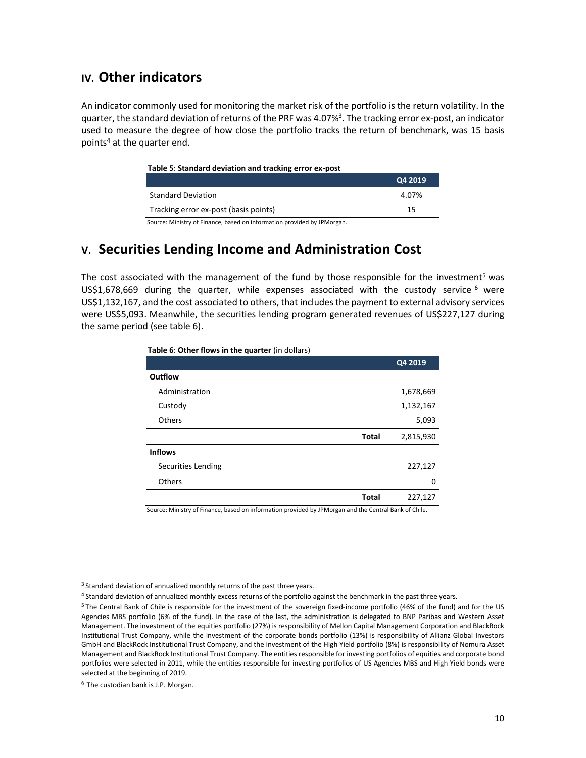## IV. Other indicators

An indicator commonly used for monitoring the market risk of the portfolio is the return volatility. In the quarter, the standard deviation of returns of the PRF was 4.07%[3]. The tracking error ex-post, an indicator used to measure the degree of how close the portfolio tracks the return of benchmark, was 15 basis points[4] at the quarter end.

**Table 5**: **Standard deviation and tracking error ex-post**

| | Q4 2019 |
|---|---|
| Standard Deviation | 4.07% |
| Tracking error ex-post (basis points) | 15 |

Source: Ministry of Finance, based on information provided by JPMorgan.

## V. Securities Lending Income and Administration Cost

The cost associated with the management of the fund by those responsible for the investment[5] was US$1,678,669 during the quarter, while expenses associated with the custody service[6] were US$1,132,167, and the cost associated to others, that includes the payment to external advisory services were US$5,093. Meanwhile, the securities lending program generated revenues of US$227,127 during the same period (see table 6).

**Table 6**: **Other flows in the quarter** (in dollars)

| | | Q4 2019 |
|---|---|---|
| **Outflow** | | |
| Administration | | 1,678,669 |
| Custody | | 1,132,167 |
| Others | | 5,093 |
| | **Total** | 2,815,930 |
| **Inflows** | | |
| Securities Lending | | 227,127 |
| Others | | 0 |
| | **Total** | 227,127 |

Source: Ministry of Finance, based on information provided by JPMorgan and the Central Bank of Chile.

---

[3] Standard deviation of annualized monthly returns of the past three years.

[4] Standard deviation of annualized monthly excess returns of the portfolio against the benchmark in the past three years.

[5] The Central Bank of Chile is responsible for the investment of the sovereign fixed-income portfolio (46% of the fund) and for the US Agencies MBS portfolio (6% of the fund). In the case of the last, the administration is delegated to BNP Paribas and Western Asset Management. The investment of the equities portfolio (27%) is responsibility of Mellon Capital Management Corporation and BlackRock Institutional Trust Company, while the investment of the corporate bonds portfolio (13%) is responsibility of Allianz Global Investors GmbH and BlackRock Institutional Trust Company, and the investment of the High Yield portfolio (8%) is responsibility of Nomura Asset Management and BlackRock Institutional Trust Company. The entities responsible for investing portfolios of equities and corporate bond portfolios were selected in 2011, while the entities responsible for investing portfolios of US Agencies MBS and High Yield bonds were selected at the beginning of 2019.

[6] The custodian bank is J.P. Morgan.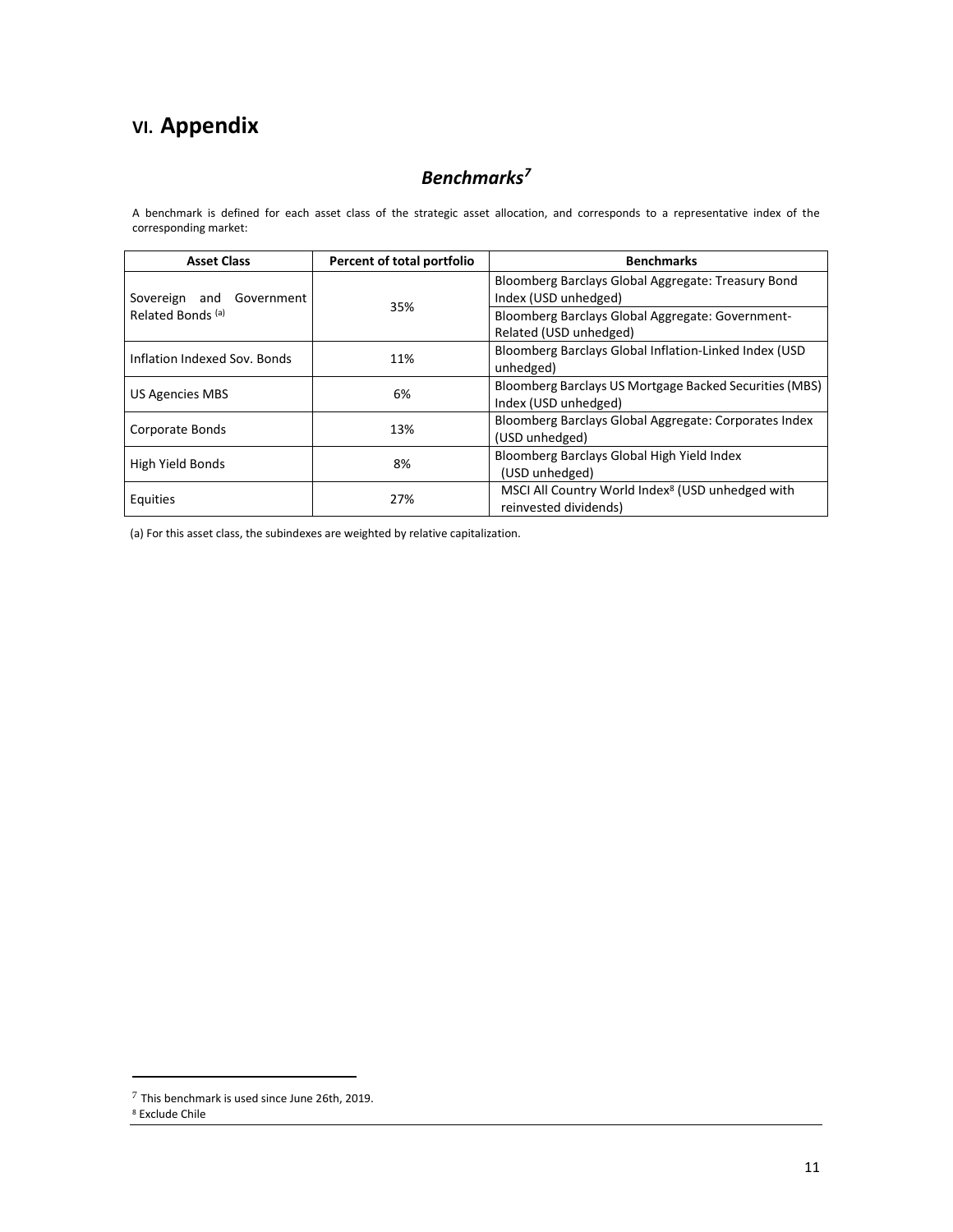# VI. Appendix

## *Benchmarks*[7]

A benchmark is defined for each asset class of the strategic asset allocation, and corresponds to a representative index of the corresponding market:

| Asset Class | Percent of total portfolio | Benchmarks |
|---|---|---|
| Sovereign and Government Related Bonds [(a)] | 35% | Bloomberg Barclays Global Aggregate: Treasury Bond Index (USD unhedged) |
| | | Bloomberg Barclays Global Aggregate: Government-Related (USD unhedged) |
| Inflation Indexed Sov. Bonds | 11% | Bloomberg Barclays Global Inflation-Linked Index (USD unhedged) |
| US Agencies MBS | 6% | Bloomberg Barclays US Mortgage Backed Securities (MBS) Index (USD unhedged) |
| Corporate Bonds | 13% | Bloomberg Barclays Global Aggregate: Corporates Index (USD unhedged) |
| High Yield Bonds | 8% | Bloomberg Barclays Global High Yield Index (USD unhedged) |
| Equities | 27% | MSCI All Country World Index[8] (USD unhedged with reinvested dividends) |

(a) For this asset class, the subindexes are weighted by relative capitalization.

---

[7] This benchmark is used since June 26th, 2019.

[8] Exclude Chile